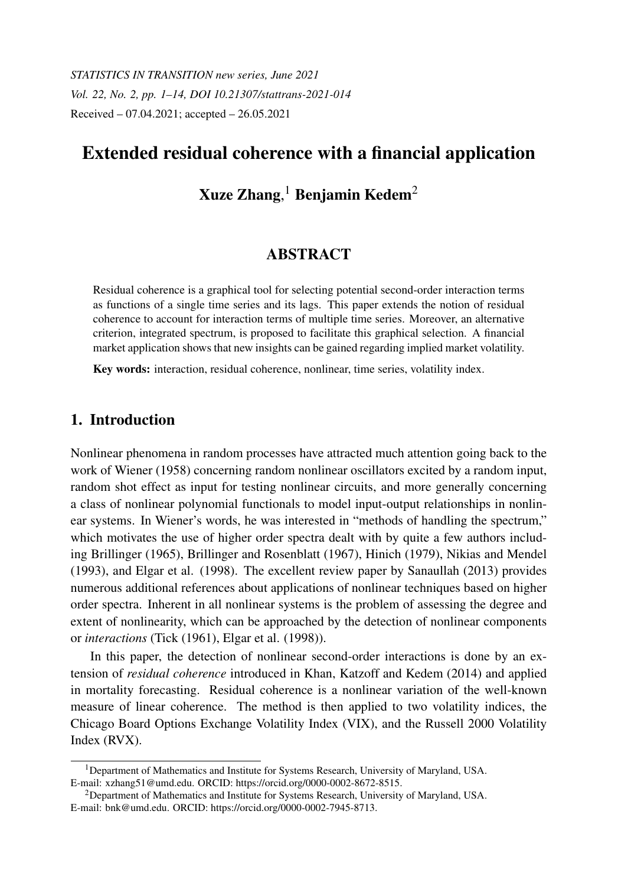# Extended residual coherence with a financial application

## Xuze Zhang,[1] Benjamin Kedem[2]

## ABSTRACT

Residual coherence is a graphical tool for selecting potential second-order interaction terms as functions of a single time series and its lags. This paper extends the notion of residual coherence to account for interaction terms of multiple time series. Moreover, an alternative criterion, integrated spectrum, is proposed to facilitate this graphical selection. A financial market application shows that new insights can be gained regarding implied market volatility.

**Key words:** interaction, residual coherence, nonlinear, time series, volatility index.

## 1. Introduction

Nonlinear phenomena in random processes have attracted much attention going back to the work of Wiener (1958) concerning random nonlinear oscillators excited by a random input, random shot effect as input for testing nonlinear circuits, and more generally concerning a class of nonlinear polynomial functionals to model input-output relationships in nonlinear systems. In Wiener's words, he was interested in "methods of handling the spectrum," which motivates the use of higher order spectra dealt with by quite a few authors including Brillinger (1965), Brillinger and Rosenblatt (1967), Hinich (1979), Nikias and Mendel (1993), and Elgar et al. (1998). The excellent review paper by Sanaullah (2013) provides numerous additional references about applications of nonlinear techniques based on higher order spectra. Inherent in all nonlinear systems is the problem of assessing the degree and extent of nonlinearity, which can be approached by the detection of nonlinear components or *interactions* (Tick (1961), Elgar et al. (1998)).

In this paper, the detection of nonlinear second-order interactions is done by an extension of *residual coherence* introduced in Khan, Katzoff and Kedem (2014) and applied in mortality forecasting. Residual coherence is a nonlinear variation of the well-known measure of linear coherence. The method is then applied to two volatility indices, the Chicago Board Options Exchange Volatility Index (VIX), and the Russell 2000 Volatility Index (RVX).

[1]Department of Mathematics and Institute for Systems Research, University of Maryland, USA. E-mail: xzhang51@umd.edu. ORCID: https://orcid.org/0000-0002-8672-8515.

[2]Department of Mathematics and Institute for Systems Research, University of Maryland, USA. E-mail: bnk@umd.edu. ORCID: https://orcid.org/0000-0002-7945-8713.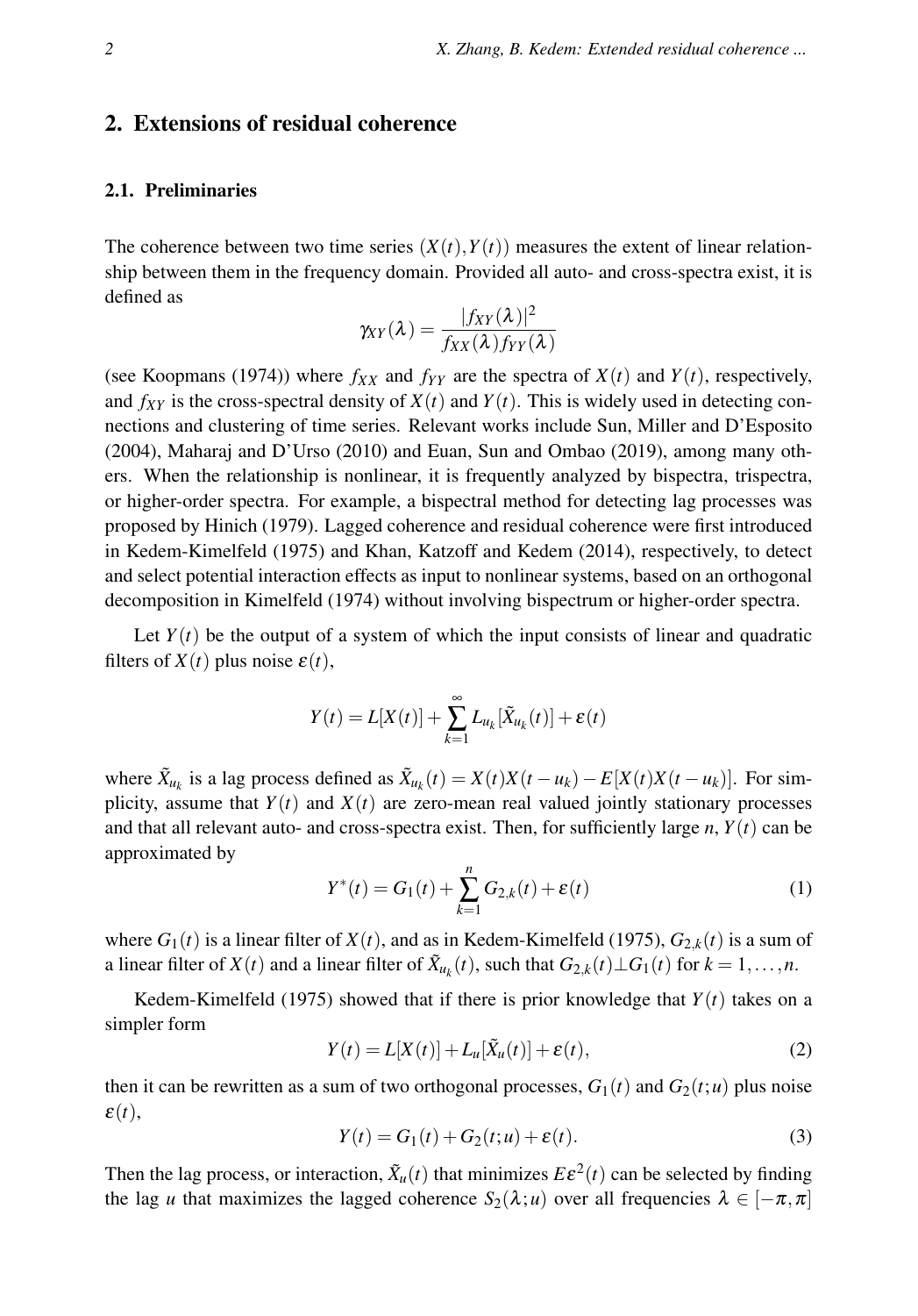## 2. Extensions of residual coherence

### 2.1. Preliminaries

The coherence between two time series $(X(t), Y(t))$ measures the extent of linear relationship between them in the frequency domain. Provided all auto- and cross-spectra exist, it is defined as

$$\gamma_{XY}(\lambda) = \frac{|f_{XY}(\lambda)|^2}{f_{XX}(\lambda) f_{YY}(\lambda)}$$

(see Koopmans (1974)) where $f_{XX}$ and $f_{YY}$ are the spectra of $X(t)$ and $Y(t)$, respectively, and $f_{XY}$ is the cross-spectral density of $X(t)$ and $Y(t)$. This is widely used in detecting connections and clustering of time series. Relevant works include Sun, Miller and D'Esposito (2004), Maharaj and D'Urso (2010) and Euan, Sun and Ombao (2019), among many others. When the relationship is nonlinear, it is frequently analyzed by bispectra, trispectra, or higher-order spectra. For example, a bispectral method for detecting lag processes was proposed by Hinich (1979). Lagged coherence and residual coherence were first introduced in Kedem-Kimelfeld (1975) and Khan, Katzoff and Kedem (2014), respectively, to detect and select potential interaction effects as input to nonlinear systems, based on an orthogonal decomposition in Kimelfeld (1974) without involving bispectrum or higher-order spectra.

Let $Y(t)$ be the output of a system of which the input consists of linear and quadratic filters of $X(t)$ plus noise $\varepsilon(t)$,

$$Y(t) = L[X(t)] + \sum_{k=1}^{\infty} L_{u_k}[\tilde{X}_{u_k}(t)] + \varepsilon(t)$$

where $\tilde{X}_{u_k}$ is a lag process defined as $\tilde{X}_{u_k}(t) = X(t)X(t-u_k) - E[X(t)X(t-u_k)]$. For simplicity, assume that $Y(t)$ and $X(t)$ are zero-mean real valued jointly stationary processes and that all relevant auto- and cross-spectra exist. Then, for sufficiently large $n$, $Y(t)$ can be approximated by

$$Y^*(t) = G_1(t) + \sum_{k=1}^{n} G_{2,k}(t) + \varepsilon(t) \tag{1}$$

where $G_1(t)$ is a linear filter of $X(t)$, and as in Kedem-Kimelfeld (1975), $G_{2,k}(t)$ is a sum of a linear filter of $X(t)$ and a linear filter of $\tilde{X}_{u_k}(t)$, such that $G_{2,k}(t) \perp G_1(t)$ for $k = 1, \ldots, n$.

Kedem-Kimelfeld (1975) showed that if there is prior knowledge that $Y(t)$ takes on a simpler form

$$Y(t) = L[X(t)] + L_u[\tilde{X}_u(t)] + \varepsilon(t), \tag{2}$$

then it can be rewritten as a sum of two orthogonal processes, $G_1(t)$ and $G_2(t;u)$ plus noise $\varepsilon(t)$,

$$Y(t) = G_1(t) + G_2(t;u) + \varepsilon(t). \tag{3}$$

Then the lag process, or interaction, $\tilde{X}_u(t)$ that minimizes $E\varepsilon^2(t)$ can be selected by finding the lag $u$ that maximizes the lagged coherence $S_2(\lambda;u)$ over all frequencies $\lambda \in [-\pi, \pi]$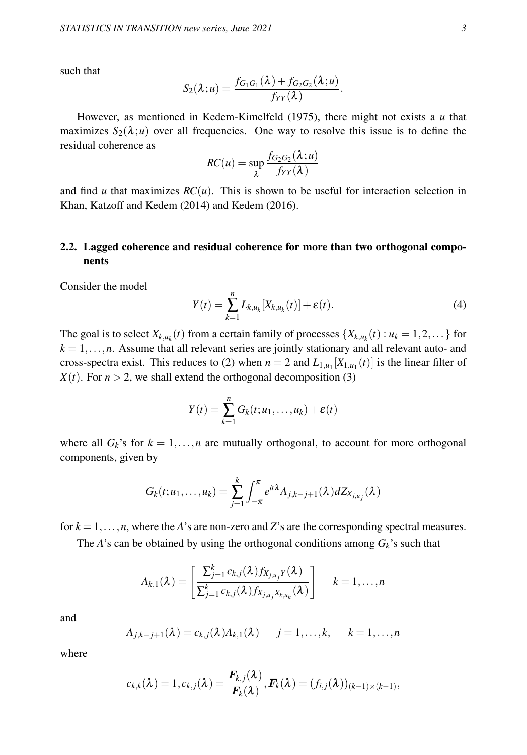such that

$$S_2(\lambda;u) = \frac{f_{G_1G_1}(\lambda) + f_{G_2G_2}(\lambda;u)}{f_{YY}(\lambda)}.$$

However, as mentioned in Kedem-Kimelfeld (1975), there might not exists a $u$ that maximizes $S_2(\lambda;u)$ over all frequencies. One way to resolve this issue is to define the residual coherence as

$$RC(u) = \sup_{\lambda} \frac{f_{G_2G_2}(\lambda;u)}{f_{YY}(\lambda)}$$

and find $u$ that maximizes $RC(u)$. This is shown to be useful for interaction selection in Khan, Katzoff and Kedem (2014) and Kedem (2016).

### 2.2. Lagged coherence and residual coherence for more than two orthogonal components

Consider the model

$$Y(t) = \sum_{k=1}^{n} L_{k,u_k}[X_{k,u_k}(t)] + \varepsilon(t). \tag{4}$$

The goal is to select $X_{k,u_k}(t)$ from a certain family of processes $\{X_{k,u_k}(t) : u_k = 1,2,\dots\}$ for $k = 1,\dots,n$. Assume that all relevant series are jointly stationary and all relevant auto- and cross-spectra exist. This reduces to (2) when $n = 2$ and $L_{1,u_1}[X_{1,u_1}(t)]$ is the linear filter of $X(t)$. For $n > 2$, we shall extend the orthogonal decomposition (3)

$$Y(t) = \sum_{k=1}^{n} G_k(t;u_1,\dots,u_k) + \varepsilon(t)$$

where all $G_k$'s for $k = 1,\dots,n$ are mutually orthogonal, to account for more orthogonal components, given by

$$G_k(t;u_1,\dots,u_k) = \sum_{j=1}^{k} \int_{-\pi}^{\pi} e^{it\lambda} A_{j,k-j+1}(\lambda) dZ_{X_{j,u_j}}(\lambda)$$

for $k = 1,\dots,n$, where the $A$'s are non-zero and $Z$'s are the corresponding spectral measures.

The $A$'s can be obtained by using the orthogonal conditions among $G_k$'s such that

$$A_{k,1}(\lambda) = \overline{\left[\frac{\sum_{j=1}^{k} c_{k,j}(\lambda) f_{X_{j,u_j}Y}(\lambda)}{\sum_{j=1}^{k} c_{k,j}(\lambda) f_{X_{j,u_j}X_{k,u_k}}(\lambda)}\right]} \qquad k = 1,\dots,n$$

and

$$A_{j,k-j+1}(\lambda) = c_{k,j}(\lambda) A_{k,1}(\lambda) \qquad j = 1,\dots,k, \qquad k = 1,\dots,n$$

where

$$c_{k,k}(\lambda) = 1, c_{k,j}(\lambda) = \frac{\boldsymbol{F}_{k,j}(\lambda)}{\boldsymbol{F}_k(\lambda)}, \boldsymbol{F}_k(\lambda) = (f_{i,j}(\lambda))_{(k-1)\times(k-1)},$$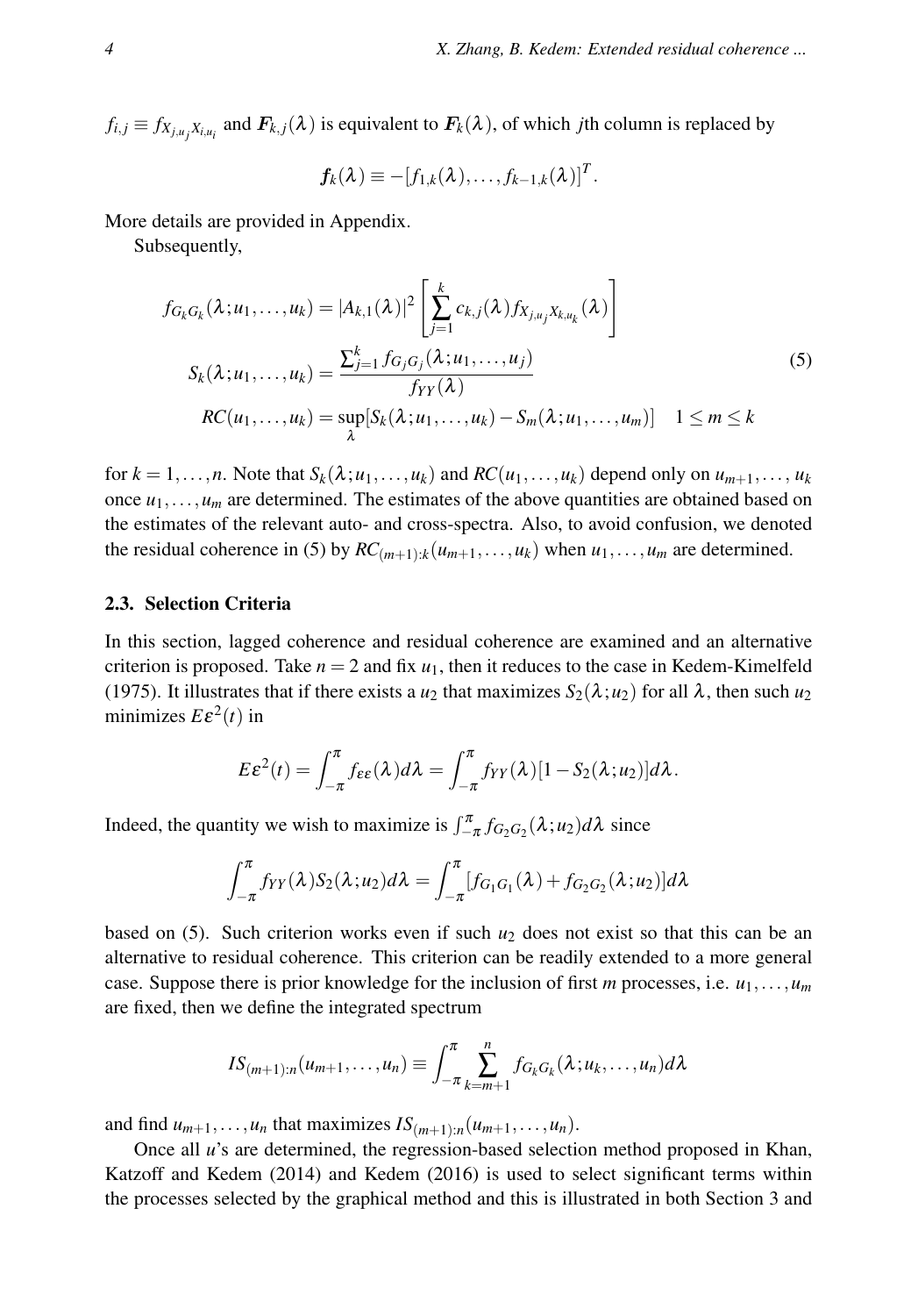$f_{i,j} \equiv f_{X_{j,u_j} X_{i,u_i}}$ and $\boldsymbol{F}_{k,j}(\lambda)$ is equivalent to $\boldsymbol{F}_k(\lambda)$, of which $j$th column is replaced by

$$\boldsymbol{f}_k(\lambda) \equiv -[f_{1,k}(\lambda), \ldots, f_{k-1,k}(\lambda)]^T.$$

More details are provided in Appendix.

Subsequently,

$$\begin{aligned}
f_{G_k G_k}(\lambda; u_1, \ldots, u_k) &= |A_{k,1}(\lambda)|^2 \left[ \sum_{j=1}^{k} c_{k,j}(\lambda) f_{X_{j,u_j} X_{k,u_k}}(\lambda) \right] \\
S_k(\lambda; u_1, \ldots, u_k) &= \frac{\sum_{j=1}^{k} f_{G_j G_j}(\lambda; u_1, \ldots, u_j)}{f_{YY}(\lambda)} \\
RC(u_1, \ldots, u_k) &= \sup_{\lambda} [S_k(\lambda; u_1, \ldots, u_k) - S_m(\lambda; u_1, \ldots, u_m)] \quad 1 \le m \le k
\end{aligned} \tag{5}$$

for $k = 1, \ldots, n$. Note that $S_k(\lambda; u_1, \ldots, u_k)$ and $RC(u_1, \ldots, u_k)$ depend only on $u_{m+1}, \ldots, u_k$ once $u_1, \ldots, u_m$ are determined. The estimates of the above quantities are obtained based on the estimates of the relevant auto- and cross-spectra. Also, to avoid confusion, we denoted the residual coherence in (5) by $RC_{(m+1):k}(u_{m+1}, \ldots, u_k)$ when $u_1, \ldots, u_m$ are determined.

### 2.3. Selection Criteria

In this section, lagged coherence and residual coherence are examined and an alternative criterion is proposed. Take $n = 2$ and fix $u_1$, then it reduces to the case in Kedem-Kimelfeld (1975). It illustrates that if there exists a $u_2$ that maximizes $S_2(\lambda; u_2)$ for all $\lambda$, then such $u_2$ minimizes $E\varepsilon^2(t)$ in

$$E\varepsilon^2(t) = \int_{-\pi}^{\pi} f_{\varepsilon\varepsilon}(\lambda) d\lambda = \int_{-\pi}^{\pi} f_{YY}(\lambda)[1 - S_2(\lambda; u_2)] d\lambda.$$

Indeed, the quantity we wish to maximize is $\int_{-\pi}^{\pi} f_{G_2 G_2}(\lambda; u_2) d\lambda$ since

$$\int_{-\pi}^{\pi} f_{YY}(\lambda) S_2(\lambda; u_2) d\lambda = \int_{-\pi}^{\pi} [f_{G_1 G_1}(\lambda) + f_{G_2 G_2}(\lambda; u_2)] d\lambda$$

based on (5). Such criterion works even if such $u_2$ does not exist so that this can be an alternative to residual coherence. This criterion can be readily extended to a more general case. Suppose there is prior knowledge for the inclusion of first $m$ processes, i.e. $u_1, \ldots, u_m$ are fixed, then we define the integrated spectrum

$$IS_{(m+1):n}(u_{m+1}, \ldots, u_n) \equiv \int_{-\pi}^{\pi} \sum_{k=m+1}^{n} f_{G_k G_k}(\lambda; u_k, \ldots, u_n) d\lambda$$

and find $u_{m+1}, \ldots, u_n$ that maximizes $IS_{(m+1):n}(u_{m+1}, \ldots, u_n)$.

Once all $u$'s are determined, the regression-based selection method proposed in Khan, Katzoff and Kedem (2014) and Kedem (2016) is used to select significant terms within the processes selected by the graphical method and this is illustrated in both Section 3 and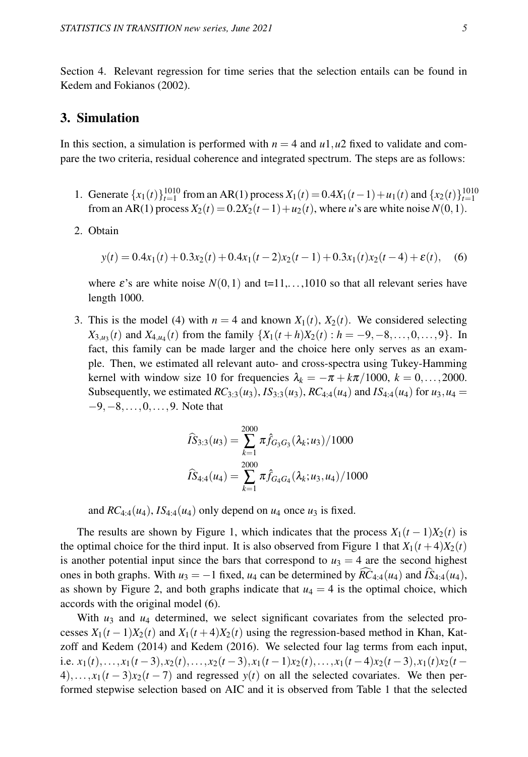Section 4. Relevant regression for time series that the selection entails can be found in Kedem and Fokianos (2002).

## 3. Simulation

In this section, a simulation is performed with $n = 4$ and $u1, u2$ fixed to validate and compare the two criteria, residual coherence and integrated spectrum. The steps are as follows:

1. Generate $\{x_1(t)\}_{t=1}^{1010}$ from an AR(1) process $X_1(t) = 0.4X_1(t-1) + u_1(t)$ and $\{x_2(t)\}_{t=1}^{1010}$ from an AR(1) process $X_2(t) = 0.2X_2(t-1) + u_2(t)$, where $u$'s are white noise $N(0,1)$.

2. Obtain

$$y(t) = 0.4x_1(t) + 0.3x_2(t) + 0.4x_1(t-2)x_2(t-1) + 0.3x_1(t)x_2(t-4) + \varepsilon(t), \quad (6)$$

   where $\varepsilon$'s are white noise $N(0,1)$ and t=11,...,1010 so that all relevant series have length 1000.

3. This is the model (4) with $n = 4$ and known $X_1(t)$, $X_2(t)$. We considered selecting $X_{3,u_3}(t)$ and $X_{4,u_4}(t)$ from the family $\{X_1(t+h)X_2(t) : h = -9, -8, \ldots, 0, \ldots, 9\}$. In fact, this family can be made larger and the choice here only serves as an example. Then, we estimated all relevant auto- and cross-spectra using Tukey-Hamming kernel with window size 10 for frequencies $\lambda_k = -\pi + k\pi/1000$, $k = 0, \ldots, 2000$. Subsequently, we estimated $RC_{3:3}(u_3)$, $IS_{3:3}(u_3)$, $RC_{4:4}(u_4)$ and $IS_{4:4}(u_4)$ for $u_3, u_4 = -9, -8, \ldots, 0, \ldots, 9$. Note that

$$\widehat{IS}_{3:3}(u_3) = \sum_{k=1}^{2000} \pi \hat{f}_{G_3G_3}(\lambda_k; u_3)/1000$$
$$\widehat{IS}_{4:4}(u_4) = \sum_{k=1}^{2000} \pi \hat{f}_{G_4G_4}(\lambda_k; u_3, u_4)/1000$$

   and $RC_{4:4}(u_4)$, $IS_{4:4}(u_4)$ only depend on $u_4$ once $u_3$ is fixed.

The results are shown by Figure 1, which indicates that the process $X_1(t-1)X_2(t)$ is the optimal choice for the third input. It is also observed from Figure 1 that $X_1(t+4)X_2(t)$ is another potential input since the bars that correspond to $u_3 = 4$ are the second highest ones in both graphs. With $u_3 = -1$ fixed, $u_4$ can be determined by $\widehat{RC}_{4:4}(u_4)$ and $\widehat{IS}_{4:4}(u_4)$, as shown by Figure 2, and both graphs indicate that $u_4 = 4$ is the optimal choice, which accords with the original model (6).

With $u_3$ and $u_4$ determined, we select significant covariates from the selected processes $X_1(t-1)X_2(t)$ and $X_1(t+4)X_2(t)$ using the regression-based method in Khan, Katzoff and Kedem (2014) and Kedem (2016). We selected four lag terms from each input, i.e. $x_1(t), \ldots, x_1(t-3), x_2(t), \ldots, x_2(t-3), x_1(t-1)x_2(t), \ldots, x_1(t-4)x_2(t-3), x_1(t)x_2(t-4), \ldots, x_1(t-3)x_2(t-7)$ and regressed $y(t)$ on all the selected covariates. We then performed stepwise selection based on AIC and it is observed from Table 1 that the selected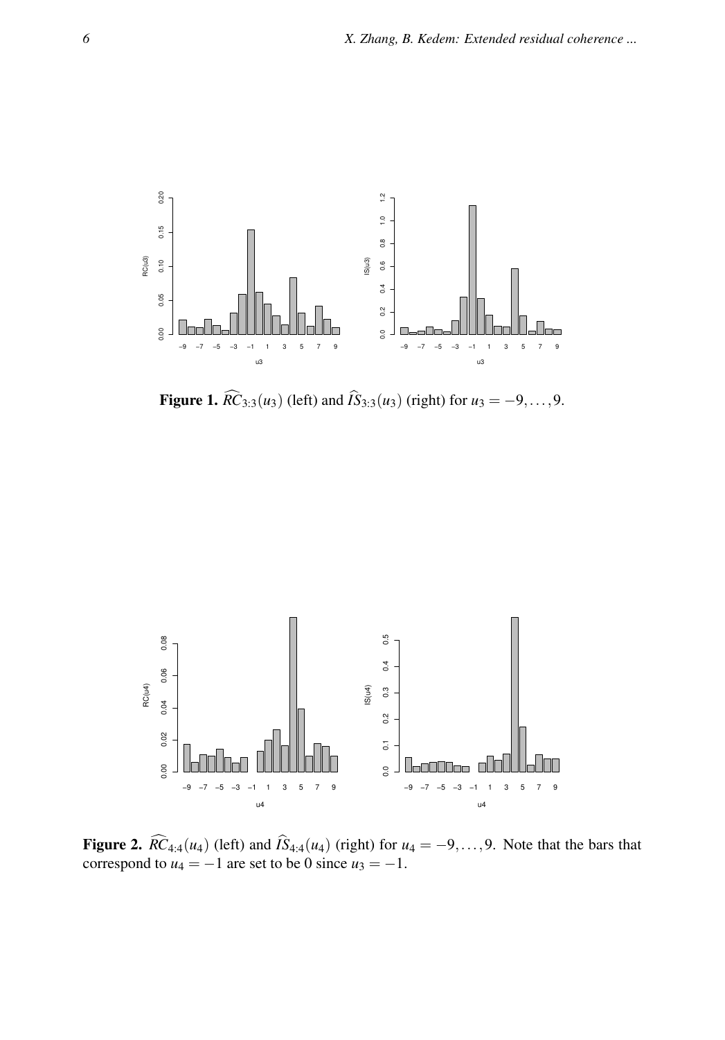**Figure 1.** $\widehat{RC}_{3:3}(u_3)$ (left) and $\widehat{IS}_{3:3}(u_3)$ (right) for $u_3 = -9, \ldots, 9$.

**Figure 2.** $\widehat{RC}_{4:4}(u_4)$ (left) and $\widehat{IS}_{4:4}(u_4)$ (right) for $u_4 = -9, \ldots, 9$. Note that the bars that correspond to $u_4 = -1$ are set to be 0 since $u_3 = -1$.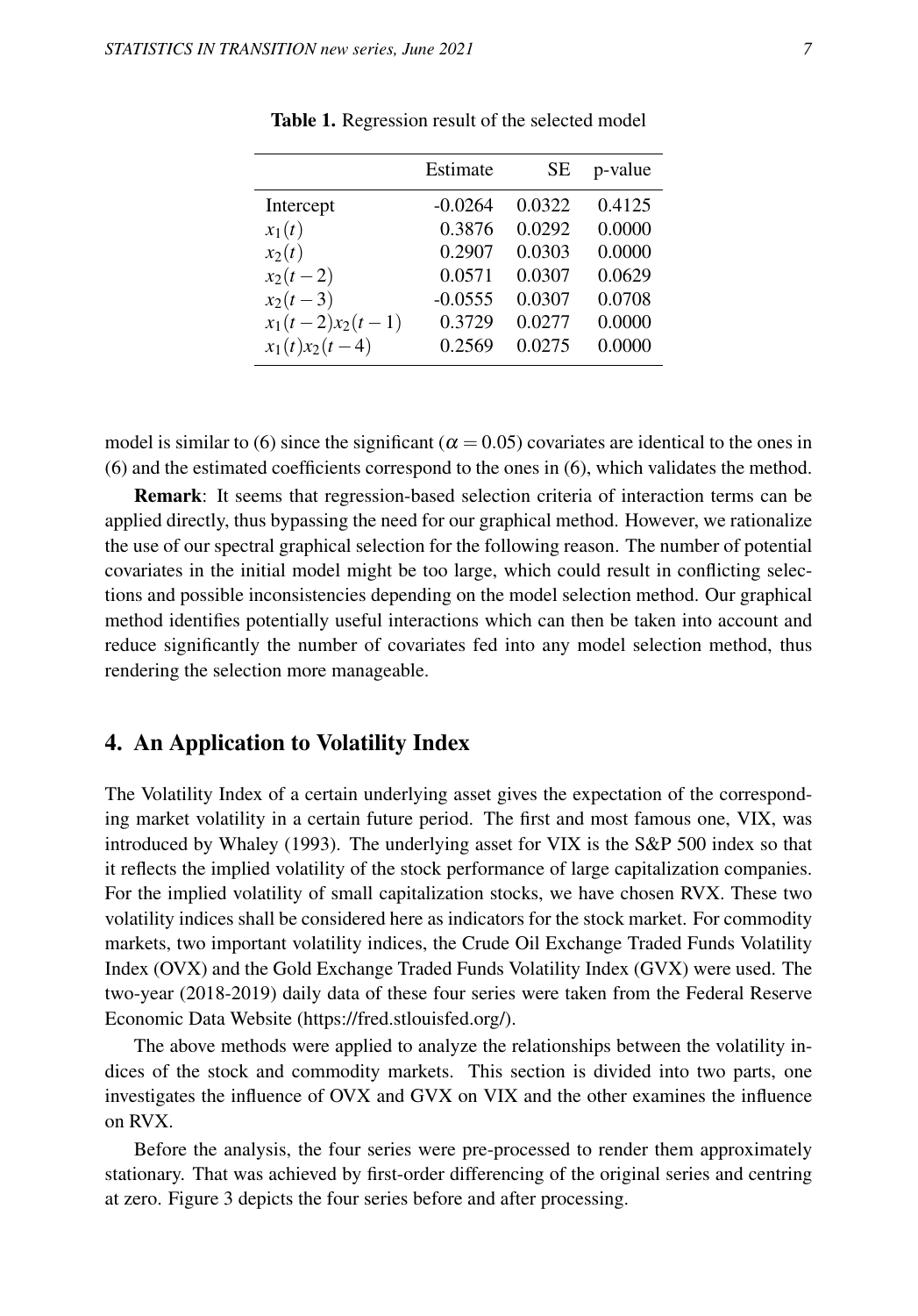**Table 1.** Regression result of the selected model

| | Estimate | SE | p-value |
|---|---|---|---|
| Intercept | -0.0264 | 0.0322 | 0.4125 |
| $x_1(t)$ | 0.3876 | 0.0292 | 0.0000 |
| $x_2(t)$ | 0.2907 | 0.0303 | 0.0000 |
| $x_2(t-2)$ | 0.0571 | 0.0307 | 0.0629 |
| $x_2(t-3)$ | -0.0555 | 0.0307 | 0.0708 |
| $x_1(t-2)x_2(t-1)$ | 0.3729 | 0.0277 | 0.0000 |
| $x_1(t)x_2(t-4)$ | 0.2569 | 0.0275 | 0.0000 |

model is similar to (6) since the significant ($\alpha = 0.05$) covariates are identical to the ones in (6) and the estimated coefficients correspond to the ones in (6), which validates the method.

**Remark**: It seems that regression-based selection criteria of interaction terms can be applied directly, thus bypassing the need for our graphical method. However, we rationalize the use of our spectral graphical selection for the following reason. The number of potential covariates in the initial model might be too large, which could result in conflicting selections and possible inconsistencies depending on the model selection method. Our graphical method identifies potentially useful interactions which can then be taken into account and reduce significantly the number of covariates fed into any model selection method, thus rendering the selection more manageable.

## 4. An Application to Volatility Index

The Volatility Index of a certain underlying asset gives the expectation of the corresponding market volatility in a certain future period. The first and most famous one, VIX, was introduced by Whaley (1993). The underlying asset for VIX is the S&P 500 index so that it reflects the implied volatility of the stock performance of large capitalization companies. For the implied volatility of small capitalization stocks, we have chosen RVX. These two volatility indices shall be considered here as indicators for the stock market. For commodity markets, two important volatility indices, the Crude Oil Exchange Traded Funds Volatility Index (OVX) and the Gold Exchange Traded Funds Volatility Index (GVX) were used. The two-year (2018-2019) daily data of these four series were taken from the Federal Reserve Economic Data Website (https://fred.stlouisfed.org/).

The above methods were applied to analyze the relationships between the volatility indices of the stock and commodity markets. This section is divided into two parts, one investigates the influence of OVX and GVX on VIX and the other examines the influence on RVX.

Before the analysis, the four series were pre-processed to render them approximately stationary. That was achieved by first-order differencing of the original series and centring at zero. Figure 3 depicts the four series before and after processing.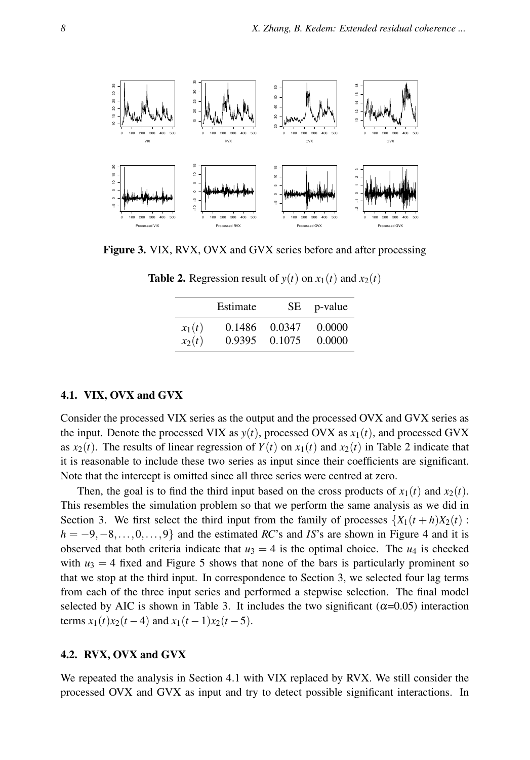**Figure 3.** VIX, RVX, OVX and GVX series before and after processing

**Table 2.** Regression result of $y(t)$ on $x_1(t)$ and $x_2(t)$

| | Estimate | SE | p-value |
|---|---|---|---|
| $x_1(t)$ | 0.1486 | 0.0347 | 0.0000 |
| $x_2(t)$ | 0.9395 | 0.1075 | 0.0000 |

### 4.1. VIX, OVX and GVX

Consider the processed VIX series as the output and the processed OVX and GVX series as the input. Denote the processed VIX as $y(t)$, processed OVX as $x_1(t)$, and processed GVX as $x_2(t)$. The results of linear regression of $Y(t)$ on $x_1(t)$ and $x_2(t)$ in Table 2 indicate that it is reasonable to include these two series as input since their coefficients are significant. Note that the intercept is omitted since all three series were centred at zero.

Then, the goal is to find the third input based on the cross products of $x_1(t)$ and $x_2(t)$. This resembles the simulation problem so that we perform the same analysis as we did in Section 3. We first select the third input from the family of processes $\{X_1(t+h)X_2(t) : h = -9, -8, \ldots, 0, \ldots, 9\}$ and the estimated *RC*'s and *IS*'s are shown in Figure 4 and it is observed that both criteria indicate that $u_3 = 4$ is the optimal choice. The $u_4$ is checked with $u_3 = 4$ fixed and Figure 5 shows that none of the bars is particularly prominent so that we stop at the third input. In correspondence to Section 3, we selected four lag terms from each of the three input series and performed a stepwise selection. The final model selected by AIC is shown in Table 3. It includes the two significant ($\alpha$=0.05) interaction terms $x_1(t)x_2(t-4)$ and $x_1(t-1)x_2(t-5)$.

### 4.2. RVX, OVX and GVX

We repeated the analysis in Section 4.1 with VIX replaced by RVX. We still consider the processed OVX and GVX as input and try to detect possible significant interactions. In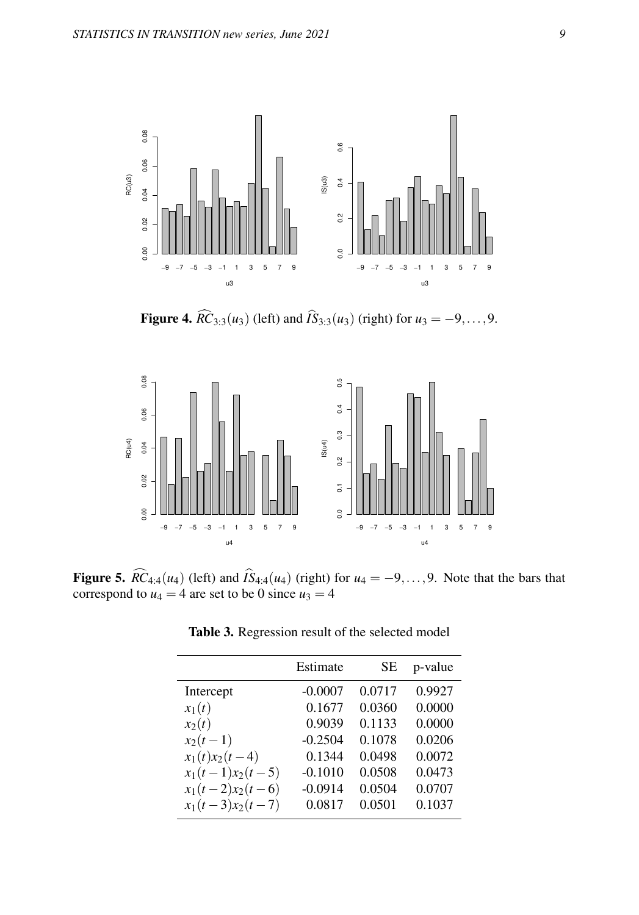**Figure 4.** $\widehat{RC}_{3:3}(u_3)$ (left) and $\widehat{IS}_{3:3}(u_3)$ (right) for $u_3 = -9, \ldots, 9$.

**Figure 5.** $\widehat{RC}_{4:4}(u_4)$ (left) and $\widehat{IS}_{4:4}(u_4)$ (right) for $u_4 = -9, \ldots, 9$. Note that the bars that correspond to $u_4 = 4$ are set to be 0 since $u_3 = 4$

**Table 3.** Regression result of the selected model

| | Estimate | SE | p-value |
|---|---|---|---|
| Intercept | -0.0007 | 0.0717 | 0.9927 |
| $x_1(t)$ | 0.1677 | 0.0360 | 0.0000 |
| $x_2(t)$ | 0.9039 | 0.1133 | 0.0000 |
| $x_2(t-1)$ | -0.2504 | 0.1078 | 0.0206 |
| $x_1(t)x_2(t-4)$ | 0.1344 | 0.0498 | 0.0072 |
| $x_1(t-1)x_2(t-5)$ | -0.1010 | 0.0508 | 0.0473 |
| $x_1(t-2)x_2(t-6)$ | -0.0914 | 0.0504 | 0.0707 |
| $x_1(t-3)x_2(t-7)$ | 0.0817 | 0.0501 | 0.1037 |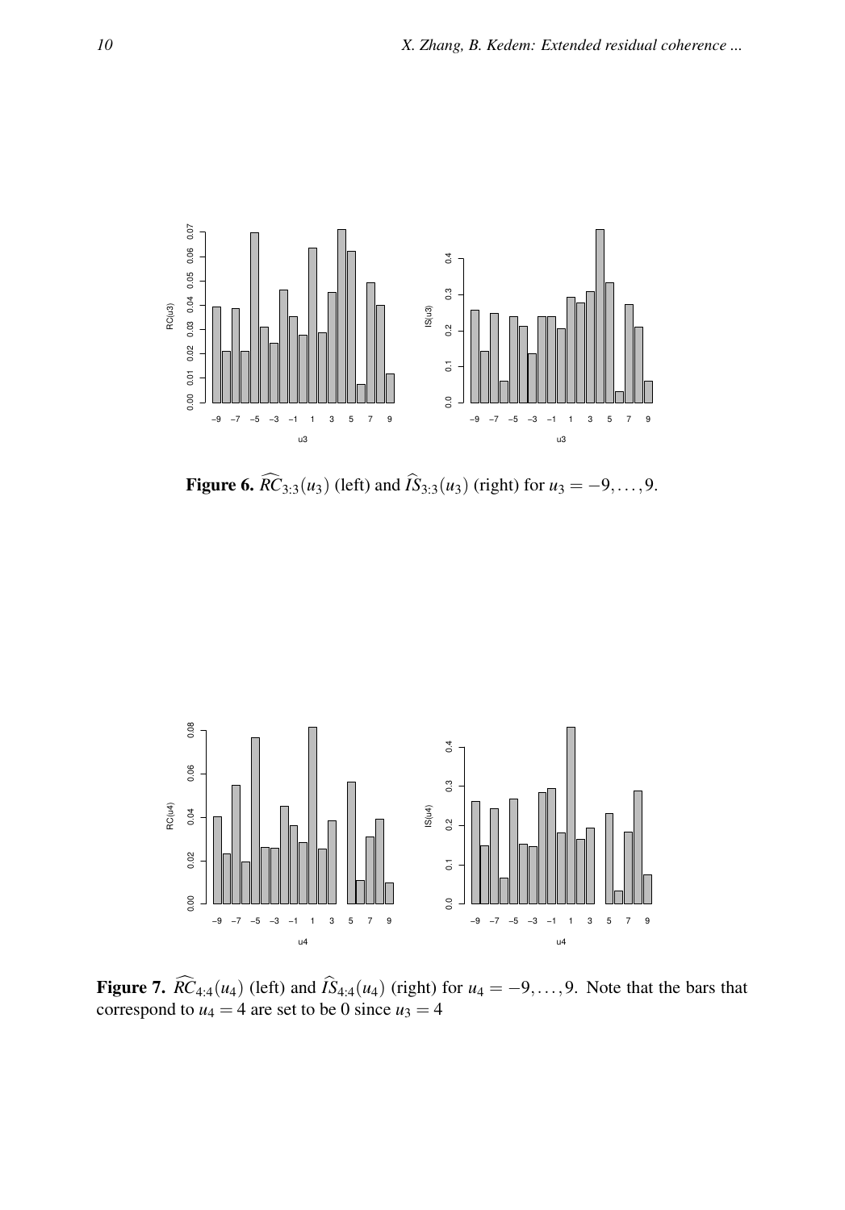**Figure 6.** $\widehat{RC}_{3:3}(u_3)$ (left) and $\widehat{IS}_{3:3}(u_3)$ (right) for $u_3 = -9, \ldots, 9$.

**Figure 7.** $\widehat{RC}_{4:4}(u_4)$ (left) and $\widehat{IS}_{4:4}(u_4)$ (right) for $u_4 = -9, \ldots, 9$. Note that the bars that correspond to $u_4 = 4$ are set to be 0 since $u_3 = 4$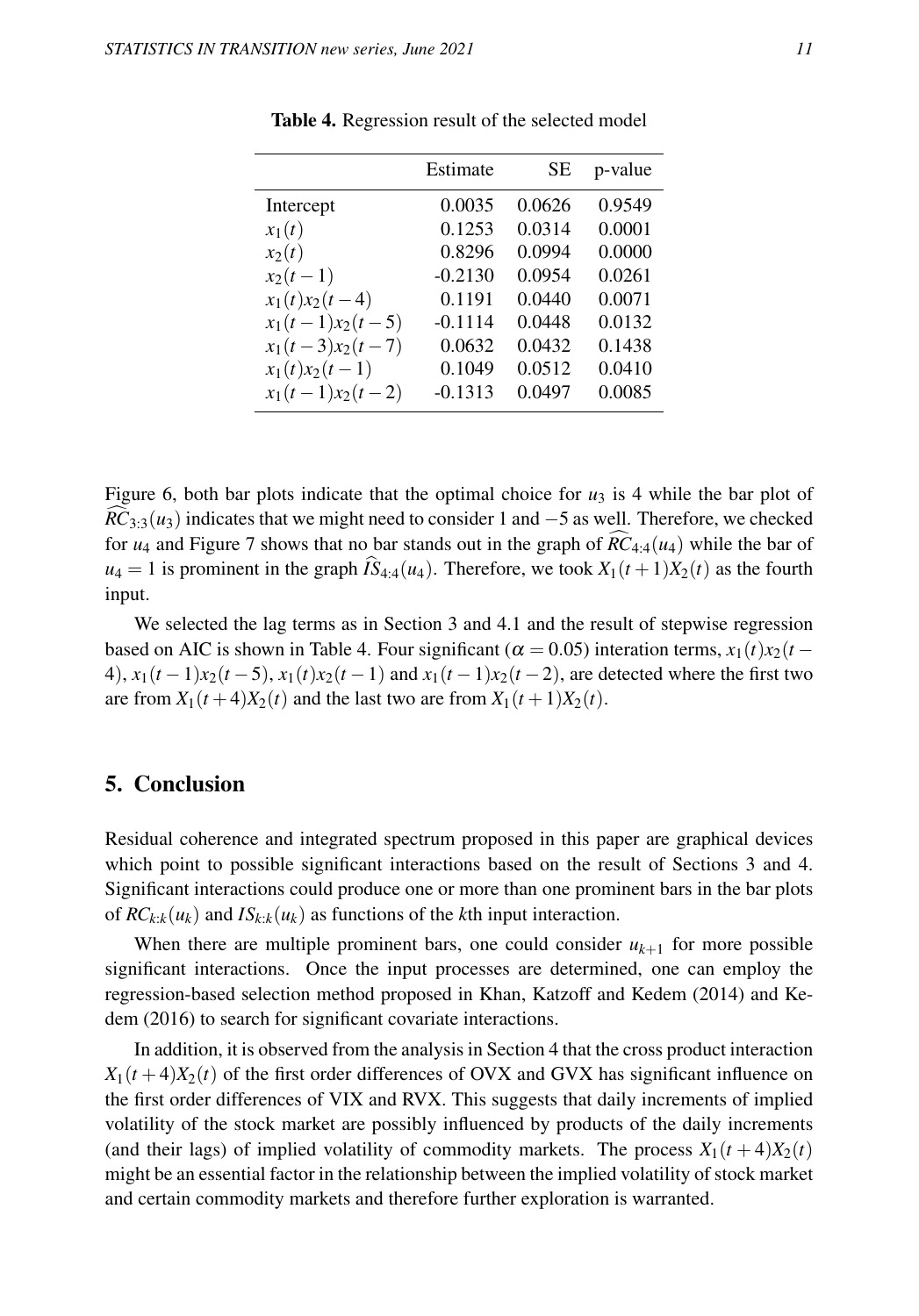**Table 4.** Regression result of the selected model

|  | Estimate | SE | p-value |
|---|---|---|---|
| Intercept | 0.0035 | 0.0626 | 0.9549 |
| $x_1(t)$ | 0.1253 | 0.0314 | 0.0001 |
| $x_2(t)$ | 0.8296 | 0.0994 | 0.0000 |
| $x_2(t-1)$ | -0.2130 | 0.0954 | 0.0261 |
| $x_1(t)x_2(t-4)$ | 0.1191 | 0.0440 | 0.0071 |
| $x_1(t-1)x_2(t-5)$ | -0.1114 | 0.0448 | 0.0132 |
| $x_1(t-3)x_2(t-7)$ | 0.0632 | 0.0432 | 0.1438 |
| $x_1(t)x_2(t-1)$ | 0.1049 | 0.0512 | 0.0410 |
| $x_1(t-1)x_2(t-2)$ | -0.1313 | 0.0497 | 0.0085 |

Figure 6, both bar plots indicate that the optimal choice for $u_3$ is 4 while the bar plot of $\widehat{RC}_{3:3}(u_3)$ indicates that we might need to consider 1 and $-5$ as well. Therefore, we checked for $u_4$ and Figure 7 shows that no bar stands out in the graph of $\widehat{RC}_{4:4}(u_4)$ while the bar of $u_4 = 1$ is prominent in the graph $\widehat{IS}_{4:4}(u_4)$. Therefore, we took $X_1(t+1)X_2(t)$ as the fourth input.

We selected the lag terms as in Section 3 and 4.1 and the result of stepwise regression based on AIC is shown in Table 4. Four significant ($\alpha = 0.05$) interation terms, $x_1(t)x_2(t-4)$, $x_1(t-1)x_2(t-5)$, $x_1(t)x_2(t-1)$ and $x_1(t-1)x_2(t-2)$, are detected where the first two are from $X_1(t+4)X_2(t)$ and the last two are from $X_1(t+1)X_2(t)$.

## 5. Conclusion

Residual coherence and integrated spectrum proposed in this paper are graphical devices which point to possible significant interactions based on the result of Sections 3 and 4. Significant interactions could produce one or more than one prominent bars in the bar plots of $RC_{k:k}(u_k)$ and $IS_{k:k}(u_k)$ as functions of the $k$th input interaction.

When there are multiple prominent bars, one could consider $u_{k+1}$ for more possible significant interactions. Once the input processes are determined, one can employ the regression-based selection method proposed in Khan, Katzoff and Kedem (2014) and Kedem (2016) to search for significant covariate interactions.

In addition, it is observed from the analysis in Section 4 that the cross product interaction $X_1(t+4)X_2(t)$ of the first order differences of OVX and GVX has significant influence on the first order differences of VIX and RVX. This suggests that daily increments of implied volatility of the stock market are possibly influenced by products of the daily increments (and their lags) of implied volatility of commodity markets. The process $X_1(t+4)X_2(t)$ might be an essential factor in the relationship between the implied volatility of stock market and certain commodity markets and therefore further exploration is warranted.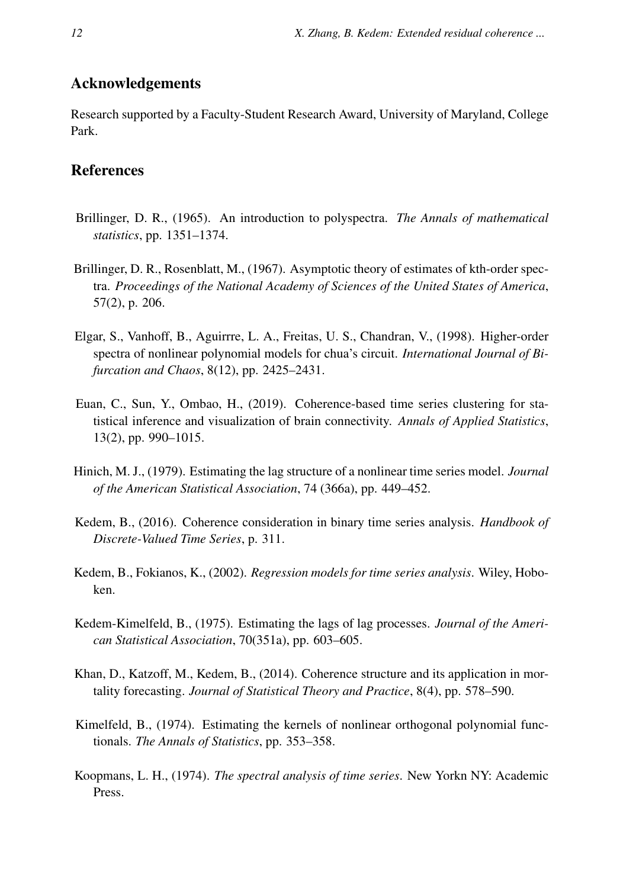## Acknowledgements

Research supported by a Faculty-Student Research Award, University of Maryland, College Park.

## References

Brillinger, D. R., (1965). An introduction to polyspectra. *The Annals of mathematical statistics*, pp. 1351–1374.

Brillinger, D. R., Rosenblatt, M., (1967). Asymptotic theory of estimates of kth-order spectra. *Proceedings of the National Academy of Sciences of the United States of America*, 57(2), p. 206.

Elgar, S., Vanhoff, B., Aguirrre, L. A., Freitas, U. S., Chandran, V., (1998). Higher-order spectra of nonlinear polynomial models for chua's circuit. *International Journal of Bifurcation and Chaos*, 8(12), pp. 2425–2431.

Euan, C., Sun, Y., Ombao, H., (2019). Coherence-based time series clustering for statistical inference and visualization of brain connectivity. *Annals of Applied Statistics*, 13(2), pp. 990–1015.

Hinich, M. J., (1979). Estimating the lag structure of a nonlinear time series model. *Journal of the American Statistical Association*, 74 (366a), pp. 449–452.

Kedem, B., (2016). Coherence consideration in binary time series analysis. *Handbook of Discrete-Valued Time Series*, p. 311.

Kedem, B., Fokianos, K., (2002). *Regression models for time series analysis*. Wiley, Hoboken.

Kedem-Kimelfeld, B., (1975). Estimating the lags of lag processes. *Journal of the American Statistical Association*, 70(351a), pp. 603–605.

Khan, D., Katzoff, M., Kedem, B., (2014). Coherence structure and its application in mortality forecasting. *Journal of Statistical Theory and Practice*, 8(4), pp. 578–590.

Kimelfeld, B., (1974). Estimating the kernels of nonlinear orthogonal polynomial functionals. *The Annals of Statistics*, pp. 353–358.

Koopmans, L. H., (1974). *The spectral analysis of time series*. New Yorkn NY: Academic Press.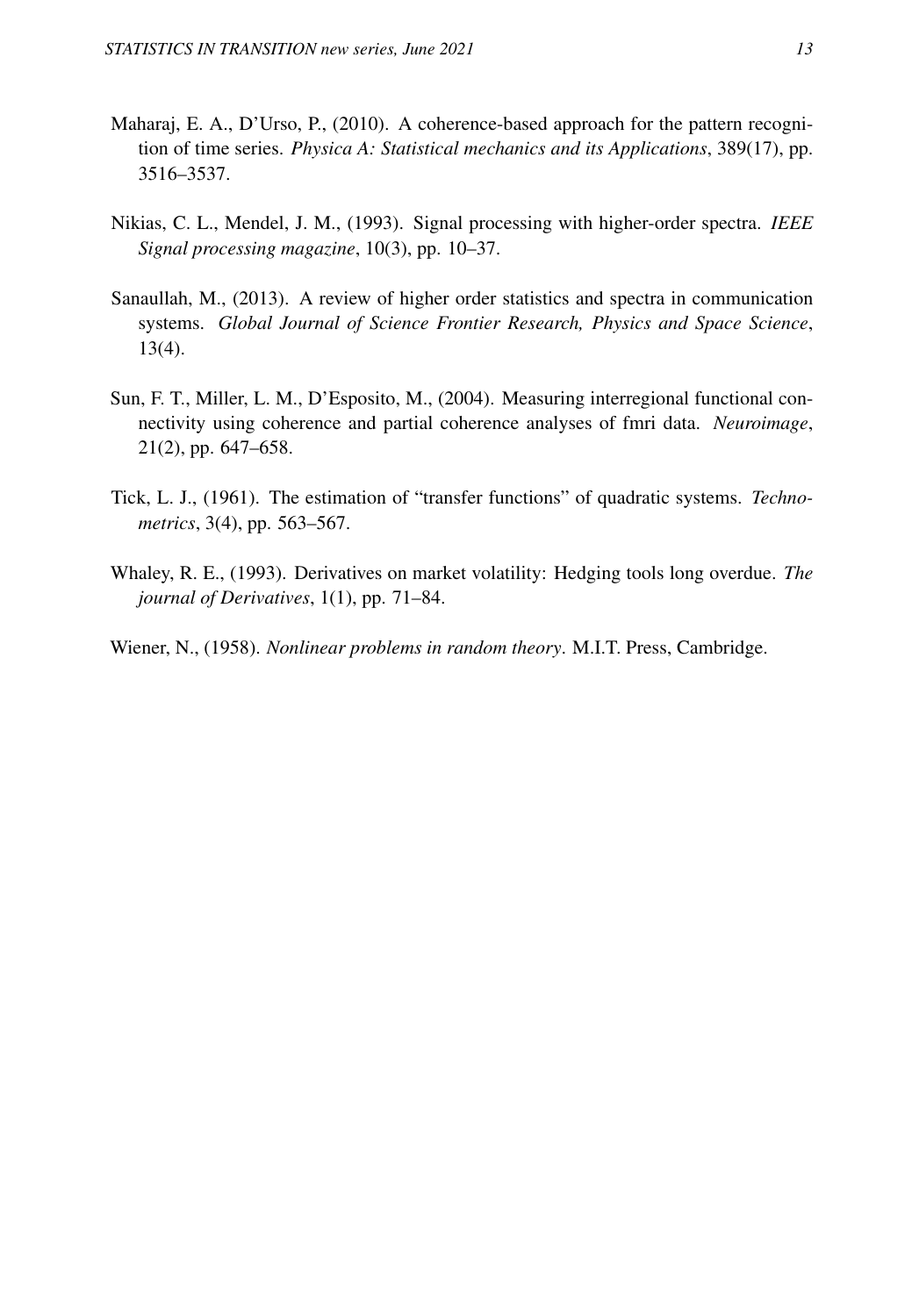Maharaj, E. A., D'Urso, P., (2010). A coherence-based approach for the pattern recognition of time series. *Physica A: Statistical mechanics and its Applications*, 389(17), pp. 3516–3537.

Nikias, C. L., Mendel, J. M., (1993). Signal processing with higher-order spectra. *IEEE Signal processing magazine*, 10(3), pp. 10–37.

Sanaullah, M., (2013). A review of higher order statistics and spectra in communication systems. *Global Journal of Science Frontier Research, Physics and Space Science*, 13(4).

Sun, F. T., Miller, L. M., D'Esposito, M., (2004). Measuring interregional functional connectivity using coherence and partial coherence analyses of fmri data. *Neuroimage*, 21(2), pp. 647–658.

Tick, L. J., (1961). The estimation of "transfer functions" of quadratic systems. *Technometrics*, 3(4), pp. 563–567.

Whaley, R. E., (1993). Derivatives on market volatility: Hedging tools long overdue. *The journal of Derivatives*, 1(1), pp. 71–84.

Wiener, N., (1958). *Nonlinear problems in random theory*. M.I.T. Press, Cambridge.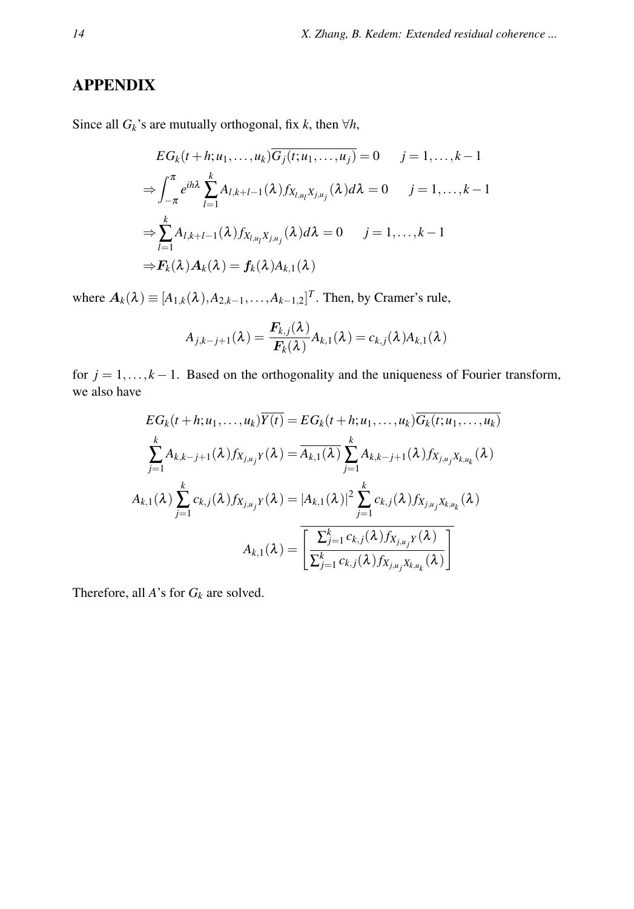## APPENDIX

Since all $G_k$'s are mutually orthogonal, fix $k$, then $\forall h$,

$$
\begin{aligned}
& EG_k(t+h;u_1,\ldots,u_k)\overline{G_j(t;u_1,\ldots,u_j)} = 0 \qquad j=1,\ldots,k-1 \\
\Rightarrow & \int_{-\pi}^{\pi} e^{ih\lambda} \sum_{l=1}^{k} A_{l,k+l-1}(\lambda) f_{X_{l,u_l}X_{j,u_j}}(\lambda) d\lambda = 0 \qquad j=1,\ldots,k-1 \\
\Rightarrow & \sum_{l=1}^{k} A_{l,k+l-1}(\lambda) f_{X_{l,u_l}X_{j,u_j}}(\lambda) d\lambda = 0 \qquad j=1,\ldots,k-1 \\
\Rightarrow & \boldsymbol{F}_k(\lambda)\boldsymbol{A}_k(\lambda) = \boldsymbol{f}_k(\lambda)A_{k,1}(\lambda)
\end{aligned}
$$

where $\boldsymbol{A}_k(\lambda) \equiv [A_{1,k}(\lambda), A_{2,k-1}, \ldots, A_{k-1,2}]^T$. Then, by Cramer's rule,

$$
A_{j,k-j+1}(\lambda) = \frac{\boldsymbol{F}_{k,j}(\lambda)}{\boldsymbol{F}_k(\lambda)} A_{k,1}(\lambda) = c_{k,j}(\lambda)A_{k,1}(\lambda)
$$

for $j = 1,\ldots,k-1$. Based on the orthogonality and the uniqueness of Fourier transform, we also have

$$
\begin{aligned}
EG_k(t+h;u_1,\ldots,u_k)\overline{Y(t)} &= EG_k(t+h;u_1,\ldots,u_k)\overline{G_k(t;u_1,\ldots,u_k)} \\
\sum_{j=1}^{k} A_{k,k-j+1}(\lambda) f_{X_{j,u_j}Y}(\lambda) &= \overline{A_{k,1}(\lambda)} \sum_{j=1}^{k} A_{k,k-j+1}(\lambda) f_{X_{j,u_j}X_{k,u_k}}(\lambda) \\
A_{k,1}(\lambda) \sum_{j=1}^{k} c_{k,j}(\lambda) f_{X_{j,u_j}Y}(\lambda) &= |A_{k,1}(\lambda)|^2 \sum_{j=1}^{k} c_{k,j}(\lambda) f_{X_{j,u_j}X_{k,u_k}}(\lambda) \\
A_{k,1}(\lambda) &= \overline{\left[ \frac{\sum_{j=1}^{k} c_{k,j}(\lambda) f_{X_{j,u_j}Y}(\lambda)}{\sum_{j=1}^{k} c_{k,j}(\lambda) f_{X_{j,u_j}X_{k,u_k}}(\lambda)} \right]}
\end{aligned}
$$

Therefore, all $A$'s for $G_k$ are solved.